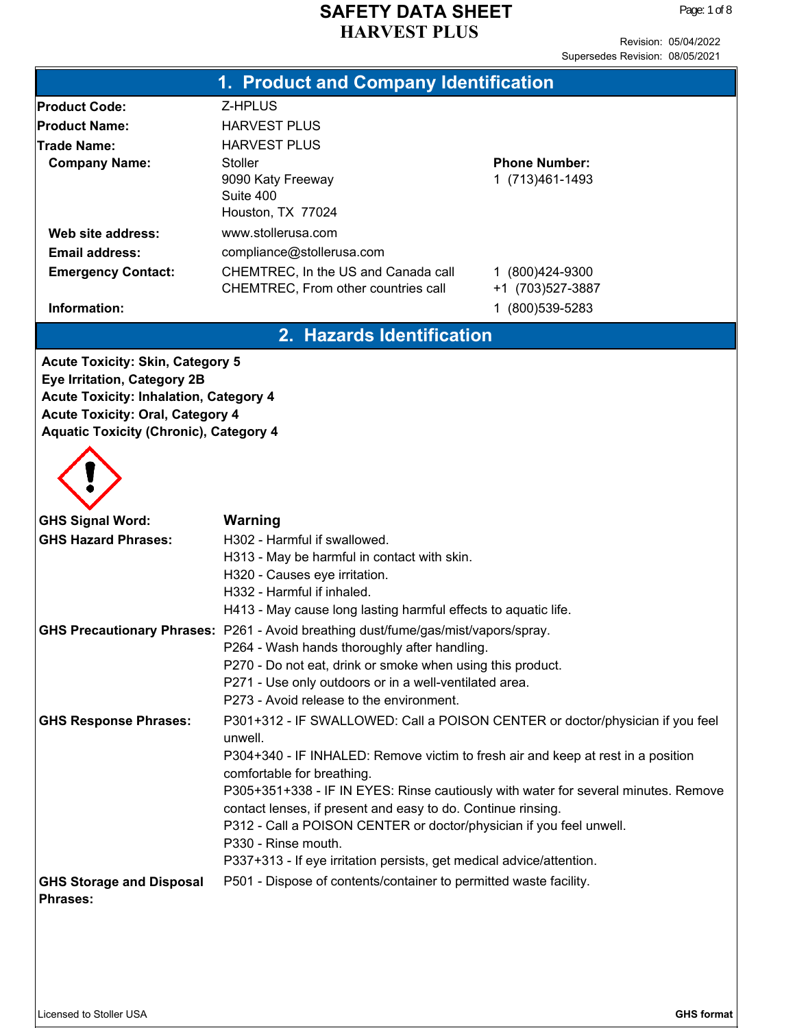# SAFETY DATA SHEET
# HARVEST PLUS

Revision: 05/04/2022
Supersedes Revision: 08/05/2021

## 1. Product and Company Identification

| | | |
|---|---|---|
| **Product Code:** | Z-HPLUS | |
| **Product Name:** | HARVEST PLUS | |
| **Trade Name:** | HARVEST PLUS | |
| **Company Name:** | Stoller<br>9090 Katy Freeway<br>Suite 400<br>Houston, TX 77024 | **Phone Number:**<br>1 (713)461-1493 |
| **Web site address:** | www.stollerusa.com | |
| **Email address:** | compliance@stollerusa.com | |
| **Emergency Contact:** | CHEMTREC, In the US and Canada call<br>CHEMTREC, From other countries call | 1 (800)424-9300<br>+1 (703)527-3887 |
| **Information:** | | 1 (800)539-5283 |

## 2. Hazards Identification

**Acute Toxicity: Skin, Category 5**
**Eye Irritation, Category 2B**
**Acute Toxicity: Inhalation, Category 4**
**Acute Toxicity: Oral, Category 4**
**Aquatic Toxicity (Chronic), Category 4**

**GHS Signal Word:** **Warning**

**GHS Hazard Phrases:**
H302 - Harmful if swallowed.
H313 - May be harmful in contact with skin.
H320 - Causes eye irritation.
H332 - Harmful if inhaled.
H413 - May cause long lasting harmful effects to aquatic life.

**GHS Precautionary Phrases:**
P261 - Avoid breathing dust/fume/gas/mist/vapors/spray.
P264 - Wash hands thoroughly after handling.
P270 - Do not eat, drink or smoke when using this product.
P271 - Use only outdoors or in a well-ventilated area.
P273 - Avoid release to the environment.

**GHS Response Phrases:**
P301+312 - IF SWALLOWED: Call a POISON CENTER or doctor/physician if you feel unwell.
P304+340 - IF INHALED: Remove victim to fresh air and keep at rest in a position comfortable for breathing.
P305+351+338 - IF IN EYES: Rinse cautiously with water for several minutes. Remove contact lenses, if present and easy to do. Continue rinsing.
P312 - Call a POISON CENTER or doctor/physician if you feel unwell.
P330 - Rinse mouth.
P337+313 - If eye irritation persists, get medical advice/attention.

**GHS Storage and Disposal Phrases:**
P501 - Dispose of contents/container to permitted waste facility.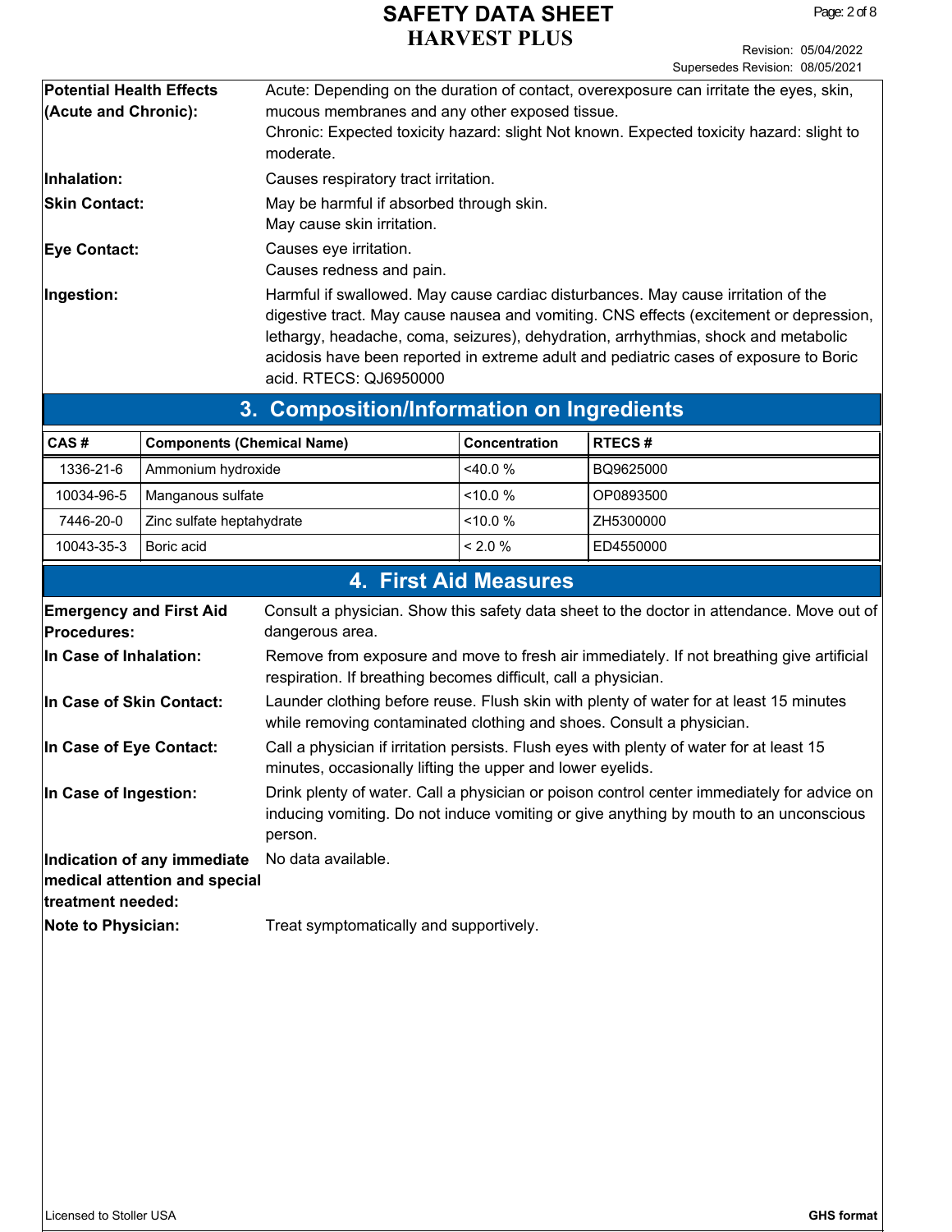| | |
|---|---|
| **Potential Health Effects (Acute and Chronic):** | Acute: Depending on the duration of contact, overexposure can irritate the eyes, skin, mucous membranes and any other exposed tissue.<br>Chronic: Expected toxicity hazard: slight Not known. Expected toxicity hazard: slight to moderate. |
| **Inhalation:** | Causes respiratory tract irritation. |
| **Skin Contact:** | May be harmful if absorbed through skin.<br>May cause skin irritation. |
| **Eye Contact:** | Causes eye irritation.<br>Causes redness and pain. |
| **Ingestion:** | Harmful if swallowed. May cause cardiac disturbances. May cause irritation of the digestive tract. May cause nausea and vomiting. CNS effects (excitement or depression, lethargy, headache, coma, seizures), dehydration, arrhythmias, shock and metabolic acidosis have been reported in extreme adult and pediatric cases of exposure to Boric acid. RTECS: QJ6950000 |

## 3. Composition/Information on Ingredients

| CAS # | Components (Chemical Name) | Concentration | RTECS # |
|---|---|---|---|
| 1336-21-6 | Ammonium hydroxide | <40.0 % | BQ9625000 |
| 10034-96-5 | Manganous sulfate | <10.0 % | OP0893500 |
| 7446-20-0 | Zinc sulfate heptahydrate | <10.0 % | ZH5300000 |
| 10043-35-3 | Boric acid | < 2.0 % | ED4550000 |

## 4. First Aid Measures

| | |
|---|---|
| **Emergency and First Aid Procedures:** | Consult a physician. Show this safety data sheet to the doctor in attendance. Move out of dangerous area. |
| **In Case of Inhalation:** | Remove from exposure and move to fresh air immediately. If not breathing give artificial respiration. If breathing becomes difficult, call a physician. |
| **In Case of Skin Contact:** | Launder clothing before reuse. Flush skin with plenty of water for at least 15 minutes while removing contaminated clothing and shoes. Consult a physician. |
| **In Case of Eye Contact:** | Call a physician if irritation persists. Flush eyes with plenty of water for at least 15 minutes, occasionally lifting the upper and lower eyelids. |
| **In Case of Ingestion:** | Drink plenty of water. Call a physician or poison control center immediately for advice on inducing vomiting. Do not induce vomiting or give anything by mouth to an unconscious person. |
| **Indication of any immediate medical attention and special treatment needed:** | No data available. |
| **Note to Physician:** | Treat symptomatically and supportively. |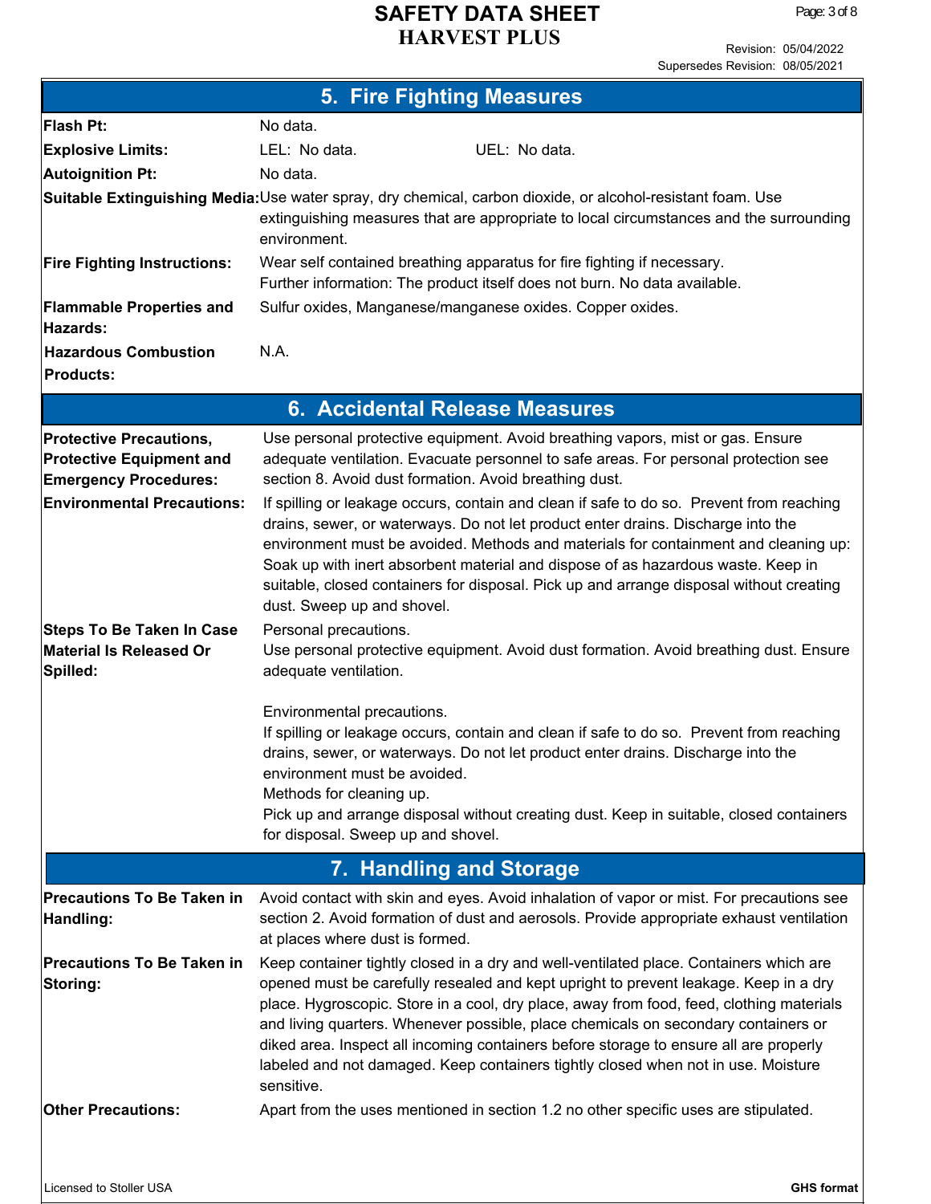## 5. Fire Fighting Measures

| | |
|---|---|
| **Flash Pt:** | No data. |
| **Explosive Limits:** | LEL: No data. UEL: No data. |
| **Autoignition Pt:** | No data. |
| **Suitable Extinguishing Media:** | Use water spray, dry chemical, carbon dioxide, or alcohol-resistant foam. Use extinguishing measures that are appropriate to local circumstances and the surrounding environment. |
| **Fire Fighting Instructions:** | Wear self contained breathing apparatus for fire fighting if necessary. Further information: The product itself does not burn. No data available. |
| **Flammable Properties and Hazards:** | Sulfur oxides, Manganese/manganese oxides. Copper oxides. |
| **Hazardous Combustion Products:** | N.A. |

## 6. Accidental Release Measures

| | |
|---|---|
| **Protective Precautions, Protective Equipment and Emergency Procedures:** | Use personal protective equipment. Avoid breathing vapors, mist or gas. Ensure adequate ventilation. Evacuate personnel to safe areas. For personal protection see section 8. Avoid dust formation. Avoid breathing dust. |
| **Environmental Precautions:** | If spilling or leakage occurs, contain and clean if safe to do so. Prevent from reaching drains, sewer, or waterways. Do not let product enter drains. Discharge into the environment must be avoided. Methods and materials for containment and cleaning up: Soak up with inert absorbent material and dispose of as hazardous waste. Keep in suitable, closed containers for disposal. Pick up and arrange disposal without creating dust. Sweep up and shovel. |
| **Steps To Be Taken In Case Material Is Released Or Spilled:** | Personal precautions.<br>Use personal protective equipment. Avoid dust formation. Avoid breathing dust. Ensure adequate ventilation.<br><br>Environmental precautions.<br>If spilling or leakage occurs, contain and clean if safe to do so. Prevent from reaching drains, sewer, or waterways. Do not let product enter drains. Discharge into the environment must be avoided.<br>Methods for cleaning up.<br>Pick up and arrange disposal without creating dust. Keep in suitable, closed containers for disposal. Sweep up and shovel. |

## 7. Handling and Storage

| | |
|---|---|
| **Precautions To Be Taken in Handling:** | Avoid contact with skin and eyes. Avoid inhalation of vapor or mist. For precautions see section 2. Avoid formation of dust and aerosols. Provide appropriate exhaust ventilation at places where dust is formed. |
| **Precautions To Be Taken in Storing:** | Keep container tightly closed in a dry and well-ventilated place. Containers which are opened must be carefully resealed and kept upright to prevent leakage. Keep in a dry place. Hygroscopic. Store in a cool, dry place, away from food, feed, clothing materials and living quarters. Whenever possible, place chemicals on secondary containers or diked area. Inspect all incoming containers before storage to ensure all are properly labeled and not damaged. Keep containers tightly closed when not in use. Moisture sensitive. |
| **Other Precautions:** | Apart from the uses mentioned in section 1.2 no other specific uses are stipulated. |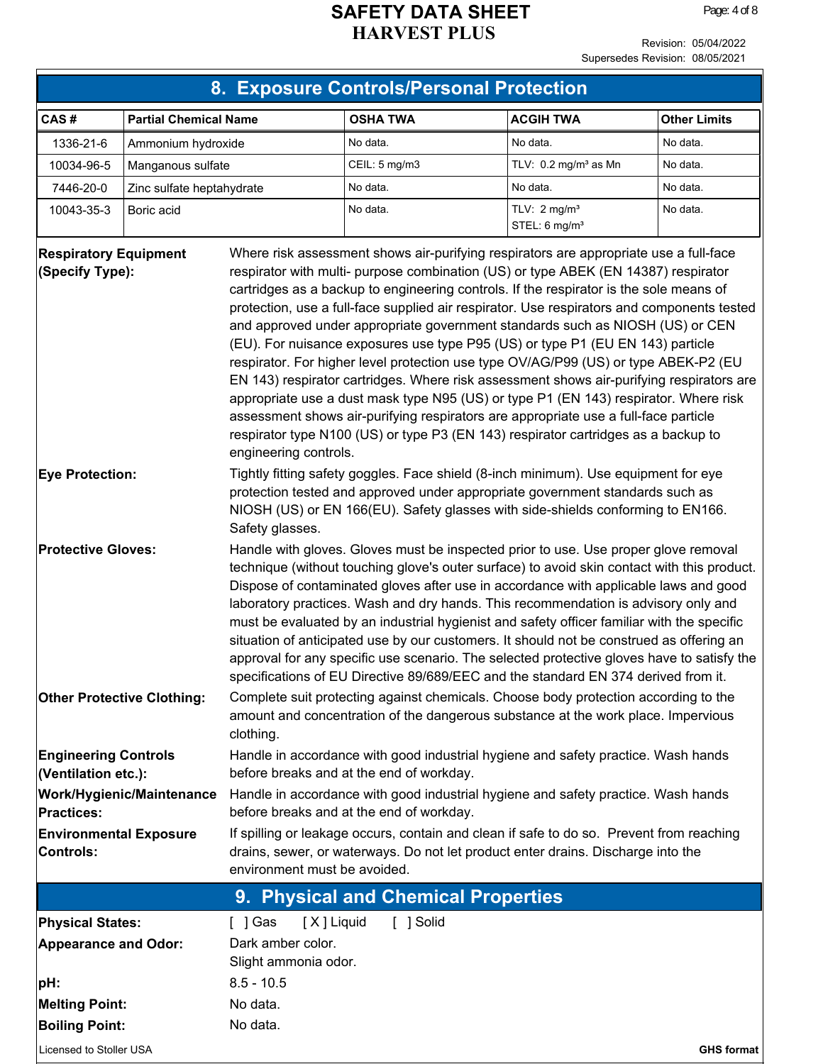## 8. Exposure Controls/Personal Protection

| CAS # | Partial Chemical Name | OSHA TWA | ACGIH TWA | Other Limits |
|---|---|---|---|---|
| 1336-21-6 | Ammonium hydroxide | No data. | No data. | No data. |
| 10034-96-5 | Manganous sulfate | CEIL: 5 mg/m3 | TLV: 0.2 mg/m³ as Mn | No data. |
| 7446-20-0 | Zinc sulfate heptahydrate | No data. | No data. | No data. |
| 10043-35-3 | Boric acid | No data. | TLV: 2 mg/m³ STEL: 6 mg/m³ | No data. |

**Respiratory Equipment (Specify Type):** Where risk assessment shows air-purifying respirators are appropriate use a full-face respirator with multi- purpose combination (US) or type ABEK (EN 14387) respirator cartridges as a backup to engineering controls. If the respirator is the sole means of protection, use a full-face supplied air respirator. Use respirators and components tested and approved under appropriate government standards such as NIOSH (US) or CEN (EU). For nuisance exposures use type P95 (US) or type P1 (EU EN 143) particle respirator. For higher level protection use type OV/AG/P99 (US) or type ABEK-P2 (EU EN 143) respirator cartridges. Where risk assessment shows air-purifying respirators are appropriate use a dust mask type N95 (US) or type P1 (EN 143) respirator. Where risk assessment shows air-purifying respirators are appropriate use a full-face particle respirator type N100 (US) or type P3 (EN 143) respirator cartridges as a backup to engineering controls.

**Eye Protection:** Tightly fitting safety goggles. Face shield (8-inch minimum). Use equipment for eye protection tested and approved under appropriate government standards such as NIOSH (US) or EN 166(EU). Safety glasses with side-shields conforming to EN166. Safety glasses.

**Protective Gloves:** Handle with gloves. Gloves must be inspected prior to use. Use proper glove removal technique (without touching glove's outer surface) to avoid skin contact with this product. Dispose of contaminated gloves after use in accordance with applicable laws and good laboratory practices. Wash and dry hands. This recommendation is advisory only and must be evaluated by an industrial hygienist and safety officer familiar with the specific situation of anticipated use by our customers. It should not be construed as offering an approval for any specific use scenario. The selected protective gloves have to satisfy the specifications of EU Directive 89/689/EEC and the standard EN 374 derived from it.

**Other Protective Clothing:** Complete suit protecting against chemicals. Choose body protection according to the amount and concentration of the dangerous substance at the work place. Impervious clothing.

**Engineering Controls (Ventilation etc.):** Handle in accordance with good industrial hygiene and safety practice. Wash hands before breaks and at the end of workday.

**Work/Hygienic/Maintenance Practices:** Handle in accordance with good industrial hygiene and safety practice. Wash hands before breaks and at the end of workday.

**Environmental Exposure Controls:** If spilling or leakage occurs, contain and clean if safe to do so. Prevent from reaching drains, sewer, or waterways. Do not let product enter drains. Discharge into the environment must be avoided.

## 9. Physical and Chemical Properties

**Physical States:** [ ] Gas [X] Liquid [ ] Solid

**Appearance and Odor:** Dark amber color.
Slight ammonia odor.

**pH:** 8.5 - 10.5

**Melting Point:** No data.

**Boiling Point:** No data.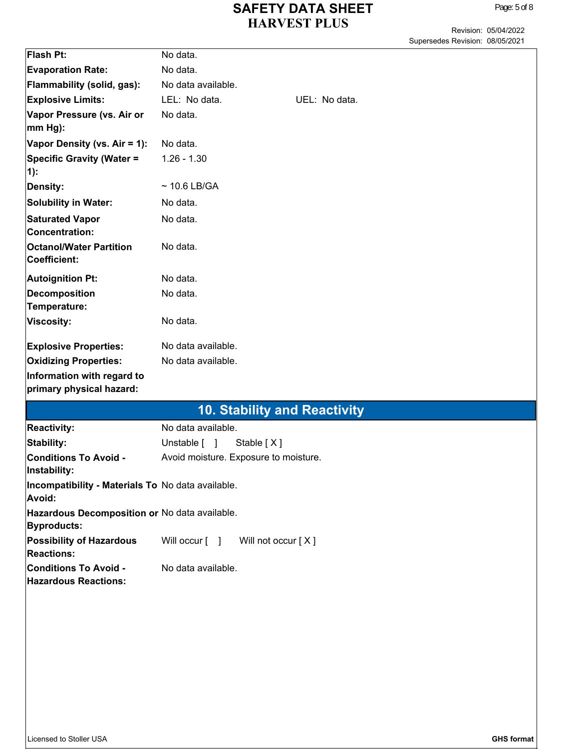| | | |
|---|---|---|
| **Flash Pt:** | No data. | |
| **Evaporation Rate:** | No data. | |
| **Flammability (solid, gas):** | No data available. | |
| **Explosive Limits:** | LEL: No data. | UEL: No data. |
| **Vapor Pressure (vs. Air or mm Hg):** | No data. | |
| **Vapor Density (vs. Air = 1):** | No data. | |
| **Specific Gravity (Water = 1):** | 1.26 - 1.30 | |
| **Density:** | ~ 10.6 LB/GA | |
| **Solubility in Water:** | No data. | |
| **Saturated Vapor Concentration:** | No data. | |
| **Octanol/Water Partition Coefficient:** | No data. | |
| **Autoignition Pt:** | No data. | |
| **Decomposition Temperature:** | No data. | |
| **Viscosity:** | No data. | |
| **Explosive Properties:** | No data available. | |
| **Oxidizing Properties:** | No data available. | |
| **Information with regard to primary physical hazard:** | | |

## 10. Stability and Reactivity

| | | |
|---|---|---|
| **Reactivity:** | No data available. | |
| **Stability:** | Unstable [ ] | Stable [ X ] |
| **Conditions To Avoid - Instability:** | Avoid moisture. Exposure to moisture. | |
| **Incompatibility - Materials To Avoid:** | No data available. | |
| **Hazardous Decomposition or Byproducts:** | No data available. | |
| **Possibility of Hazardous Reactions:** | Will occur [ ] | Will not occur [ X ] |
| **Conditions To Avoid - Hazardous Reactions:** | No data available. | |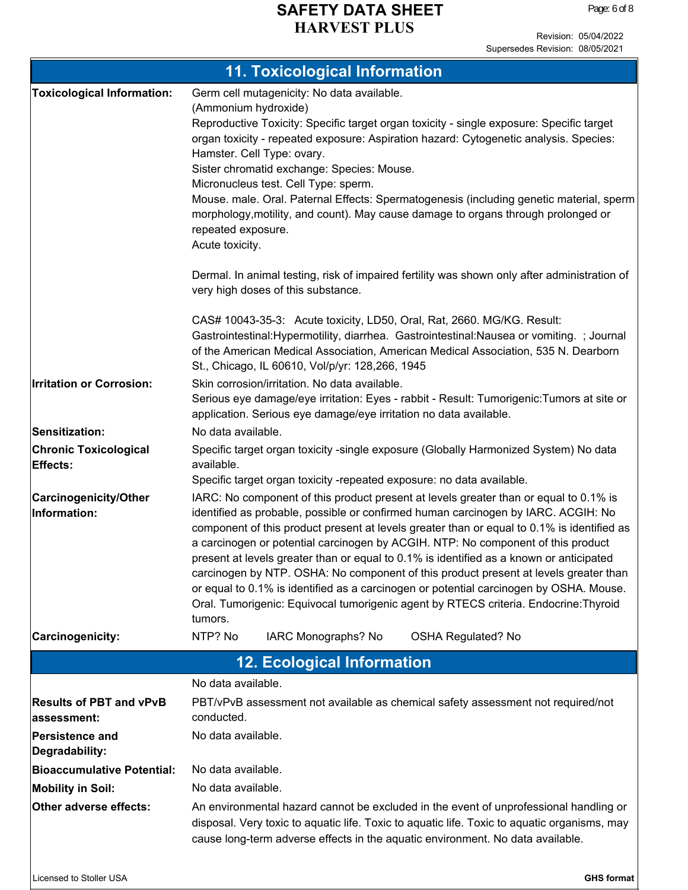## 11. Toxicological Information

| | |
|---|---|
| **Toxicological Information:** | Germ cell mutagenicity: No data available.<br>(Ammonium hydroxide)<br>Reproductive Toxicity: Specific target organ toxicity - single exposure: Specific target organ toxicity - repeated exposure: Aspiration hazard: Cytogenetic analysis. Species: Hamster. Cell Type: ovary.<br>Sister chromatid exchange: Species: Mouse.<br>Micronucleus test. Cell Type: sperm.<br>Mouse. male. Oral. Paternal Effects: Spermatogenesis (including genetic material, sperm morphology,motility, and count). May cause damage to organs through prolonged or repeated exposure.<br>Acute toxicity.<br><br>Dermal. In animal testing, risk of impaired fertility was shown only after administration of very high doses of this substance.<br><br>CAS# 10043-35-3: Acute toxicity, LD50, Oral, Rat, 2660. MG/KG. Result: Gastrointestinal:Hypermotility, diarrhea. Gastrointestinal:Nausea or vomiting. ; Journal of the American Medical Association, American Medical Association, 535 N. Dearborn St., Chicago, IL 60610, Vol/p/yr: 128,266, 1945 |
| **Irritation or Corrosion:** | Skin corrosion/irritation. No data available.<br>Serious eye damage/eye irritation: Eyes - rabbit - Result: Tumorigenic:Tumors at site or application. Serious eye damage/eye irritation no data available. |
| **Sensitization:** | No data available. |
| **Chronic Toxicological Effects:** | Specific target organ toxicity -single exposure (Globally Harmonized System) No data available.<br>Specific target organ toxicity -repeated exposure: no data available. |
| **Carcinogenicity/Other Information:** | IARC: No component of this product present at levels greater than or equal to 0.1% is identified as probable, possible or confirmed human carcinogen by IARC. ACGIH: No component of this product present at levels greater than or equal to 0.1% is identified as a carcinogen or potential carcinogen by ACGIH. NTP: No component of this product present at levels greater than or equal to 0.1% is identified as a known or anticipated carcinogen by NTP. OSHA: No component of this product present at levels greater than or equal to 0.1% is identified as a carcinogen or potential carcinogen by OSHA. Mouse. Oral. Tumorigenic: Equivocal tumorigenic agent by RTECS criteria. Endocrine:Thyroid tumors. |
| **Carcinogenicity:** | NTP? No IARC Monographs? No OSHA Regulated? No |

## 12. Ecological Information

| | |
|---|---|
| | No data available. |
| **Results of PBT and vPvB assessment:** | PBT/vPvB assessment not available as chemical safety assessment not required/not conducted. |
| **Persistence and Degradability:** | No data available. |
| **Bioaccumulative Potential:** | No data available. |
| **Mobility in Soil:** | No data available. |
| **Other adverse effects:** | An environmental hazard cannot be excluded in the event of unprofessional handling or disposal. Very toxic to aquatic life. Toxic to aquatic life. Toxic to aquatic organisms, may cause long-term adverse effects in the aquatic environment. No data available. |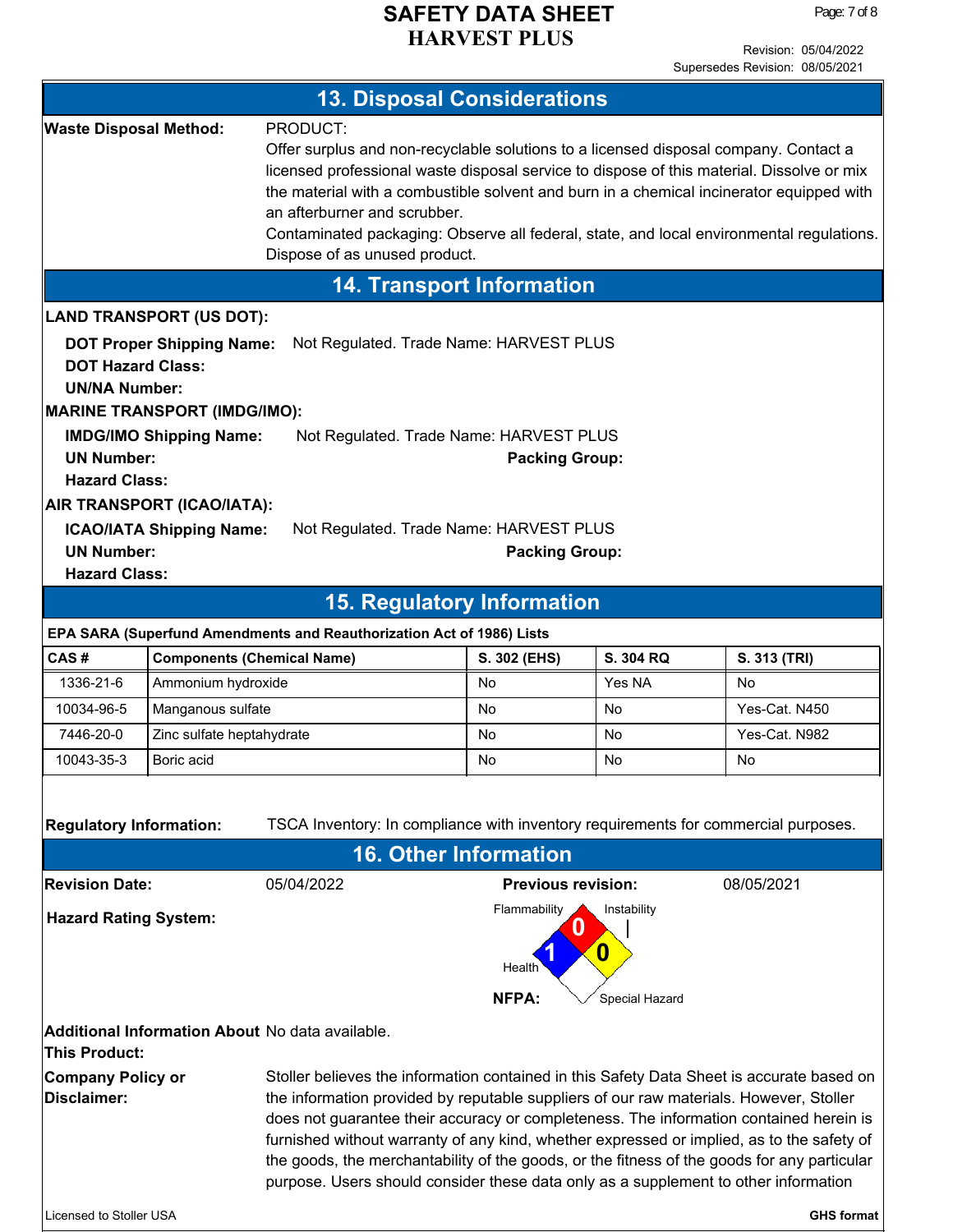## 13. Disposal Considerations

**Waste Disposal Method:** PRODUCT:
Offer surplus and non-recyclable solutions to a licensed disposal company. Contact a licensed professional waste disposal service to dispose of this material. Dissolve or mix the material with a combustible solvent and burn in a chemical incinerator equipped with an afterburner and scrubber.
Contaminated packaging: Observe all federal, state, and local environmental regulations. Dispose of as unused product.

## 14. Transport Information

**LAND TRANSPORT (US DOT):**

**DOT Proper Shipping Name:** Not Regulated. Trade Name: HARVEST PLUS
**DOT Hazard Class:**
**UN/NA Number:**

**MARINE TRANSPORT (IMDG/IMO):**

**IMDG/IMO Shipping Name:** Not Regulated. Trade Name: HARVEST PLUS
**UN Number:** **Packing Group:**
**Hazard Class:**

**AIR TRANSPORT (ICAO/IATA):**

**ICAO/IATA Shipping Name:** Not Regulated. Trade Name: HARVEST PLUS
**UN Number:** **Packing Group:**
**Hazard Class:**

## 15. Regulatory Information

**EPA SARA (Superfund Amendments and Reauthorization Act of 1986) Lists**

| CAS # | Components (Chemical Name) | S. 302 (EHS) | S. 304 RQ | S. 313 (TRI) |
|---|---|---|---|---|
| 1336-21-6 | Ammonium hydroxide | No | Yes NA | No |
| 10034-96-5 | Manganous sulfate | No | No | Yes-Cat. N450 |
| 7446-20-0 | Zinc sulfate heptahydrate | No | No | Yes-Cat. N982 |
| 10043-35-3 | Boric acid | No | No | No |

**Regulatory Information:** TSCA Inventory: In compliance with inventory requirements for commercial purposes.

## 16. Other Information

**Revision Date:** 05/04/2022 **Previous revision:** 08/05/2021

**Hazard Rating System:**

**NFPA:** Flammability 0, Health 1, Instability 0, Special Hazard

**Additional Information About This Product:** No data available.

**Company Policy or Disclaimer:** Stoller believes the information contained in this Safety Data Sheet is accurate based on the information provided by reputable suppliers of our raw materials. However, Stoller does not guarantee their accuracy or completeness. The information contained herein is furnished without warranty of any kind, whether expressed or implied, as to the safety of the goods, the merchantability of the goods, or the fitness of the goods for any particular purpose. Users should consider these data only as a supplement to other information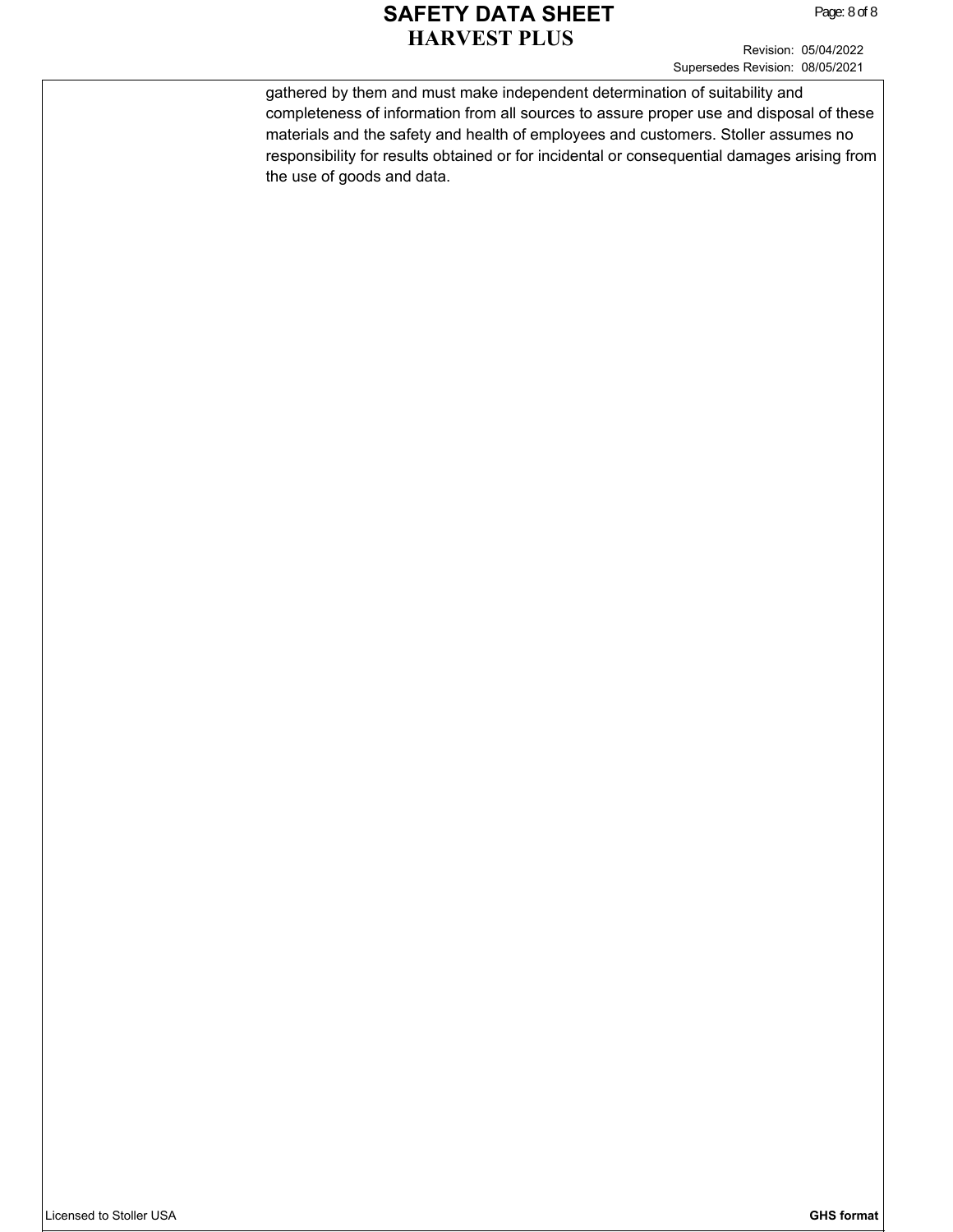gathered by them and must make independent determination of suitability and completeness of information from all sources to assure proper use and disposal of these materials and the safety and health of employees and customers. Stoller assumes no responsibility for results obtained or for incidental or consequential damages arising from the use of goods and data.